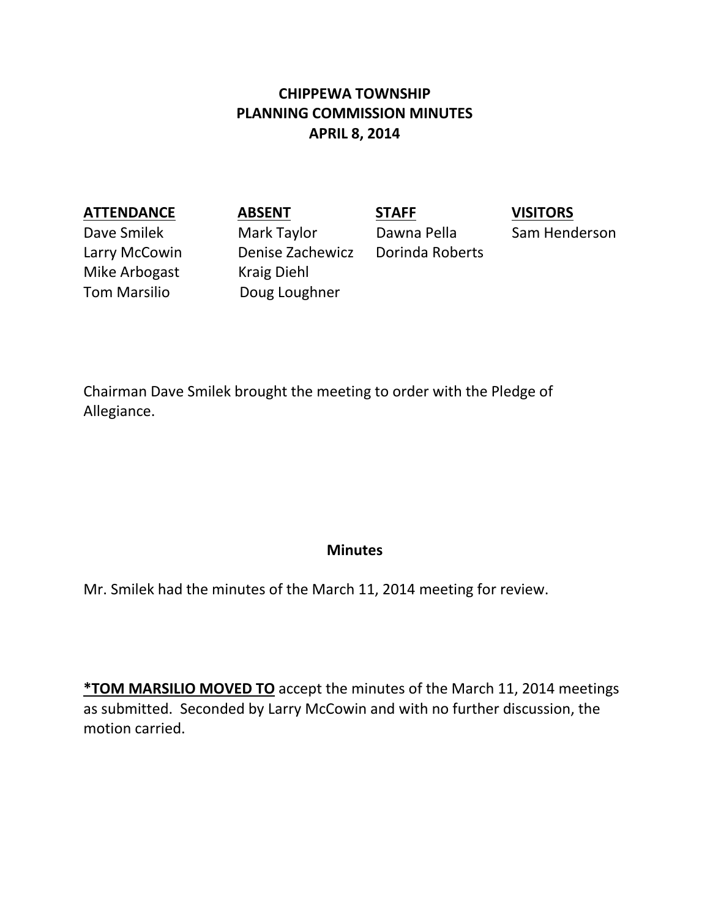# CHIPPEWA TOWNSHIP
# PLANNING COMMISSION MINUTES
# APRIL 8, 2014

| **ATTENDANCE** | **ABSENT** | **STAFF** | **VISITORS** |
|---|---|---|---|
| Dave Smilek | Mark Taylor | Dawna Pella | Sam Henderson |
| Larry McCowin | Denise Zachewicz | Dorinda Roberts | |
| Mike Arbogast | Kraig Diehl | | |
| Tom Marsilio | Doug Loughner | | |

Chairman Dave Smilek brought the meeting to order with the Pledge of Allegiance.

## Minutes

Mr. Smilek had the minutes of the March 11, 2014 meeting for review.

**\*TOM MARSILIO MOVED TO** accept the minutes of the March 11, 2014 meetings as submitted. Seconded by Larry McCowin and with no further discussion, the motion carried.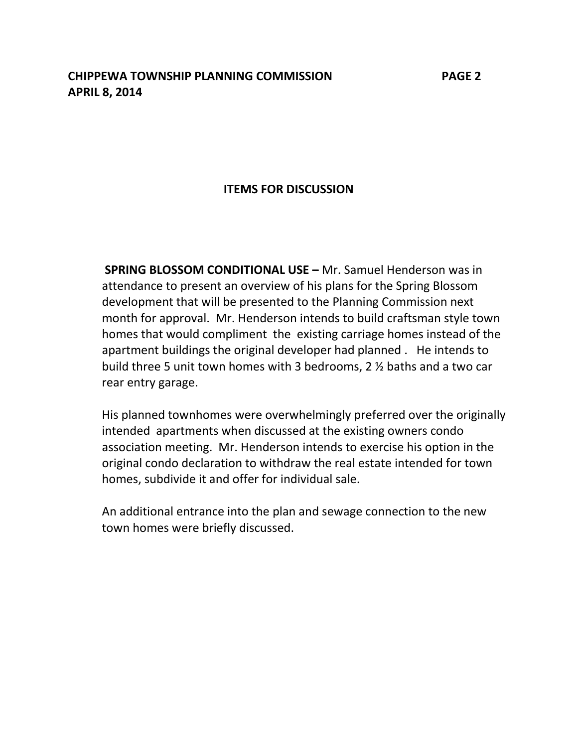## ITEMS FOR DISCUSSION

**SPRING BLOSSOM CONDITIONAL USE –** Mr. Samuel Henderson was in attendance to present an overview of his plans for the Spring Blossom development that will be presented to the Planning Commission next month for approval. Mr. Henderson intends to build craftsman style town homes that would compliment the existing carriage homes instead of the apartment buildings the original developer had planned . He intends to build three 5 unit town homes with 3 bedrooms, 2 ½ baths and a two car rear entry garage.

His planned townhomes were overwhelmingly preferred over the originally intended apartments when discussed at the existing owners condo association meeting. Mr. Henderson intends to exercise his option in the original condo declaration to withdraw the real estate intended for town homes, subdivide it and offer for individual sale.

An additional entrance into the plan and sewage connection to the new town homes were briefly discussed.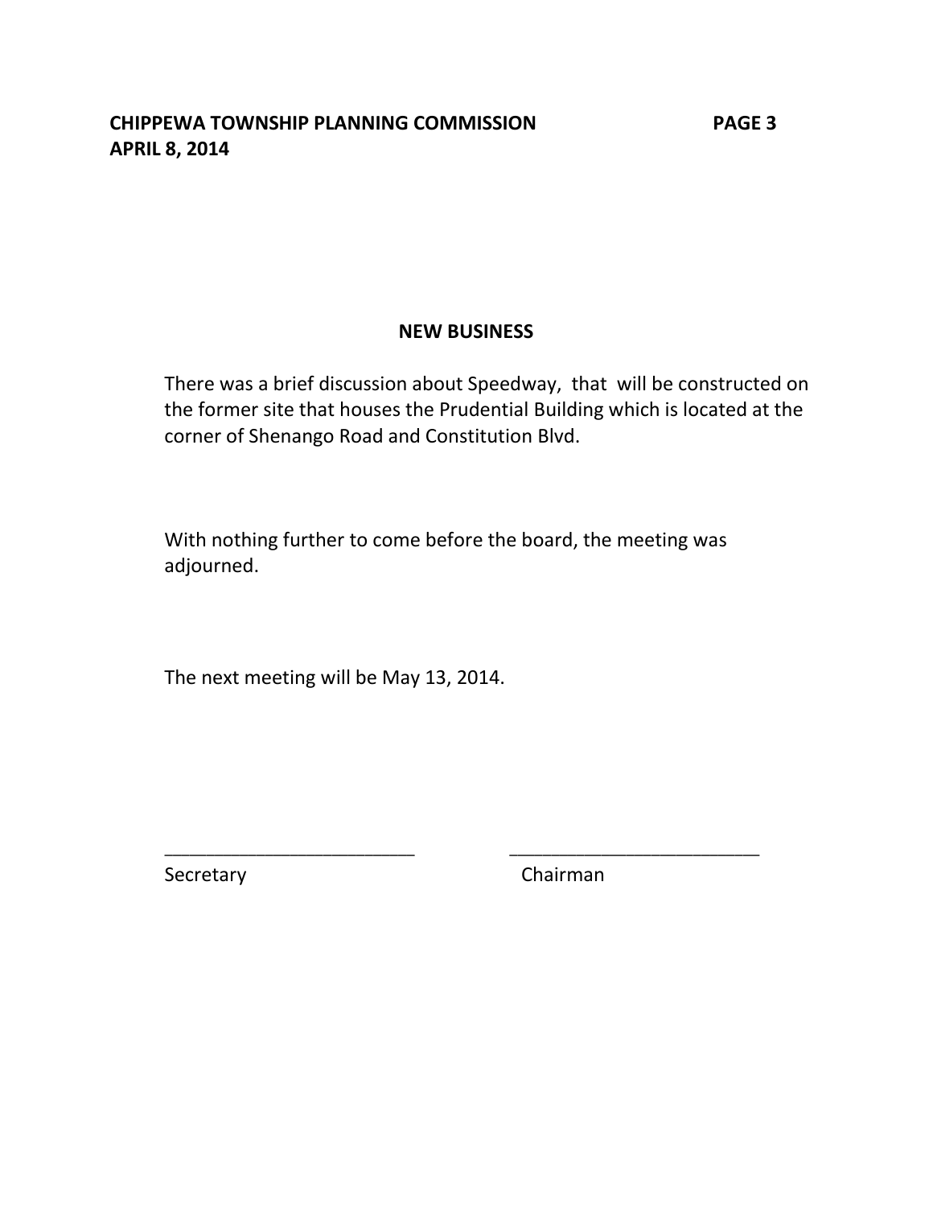## NEW BUSINESS

There was a brief discussion about Speedway, that will be constructed on the former site that houses the Prudential Building which is located at the corner of Shenango Road and Constitution Blvd.

With nothing further to come before the board, the meeting was adjourned.

The next meeting will be May 13, 2014.

_________________________ _________________________

Secretary Chairman